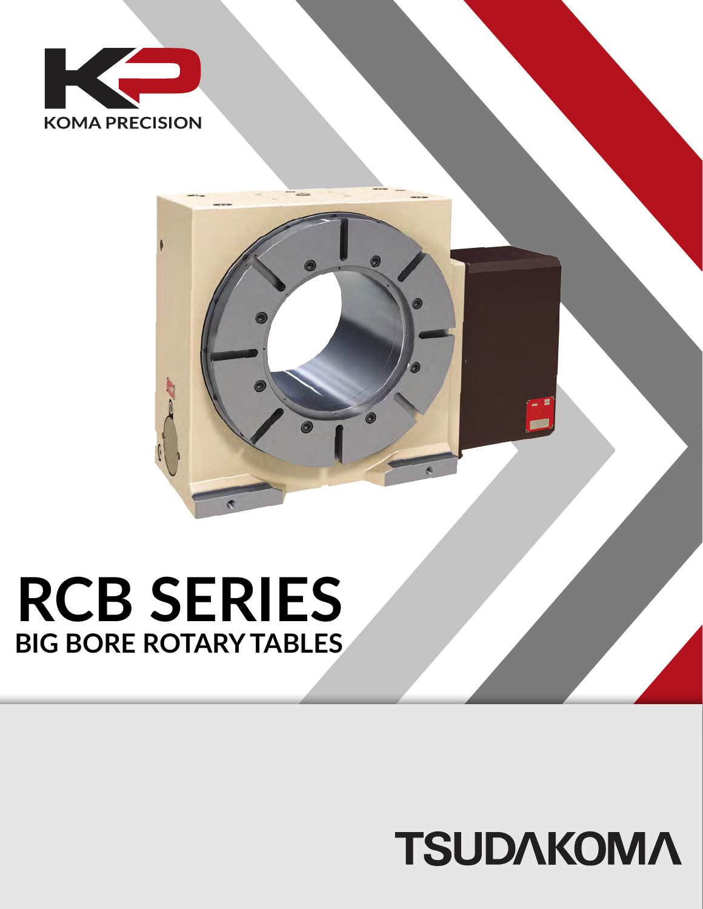KOMA PRECISION

# RCB SERIES

## BIG BORE ROTARY TABLES

TSUDAKOMA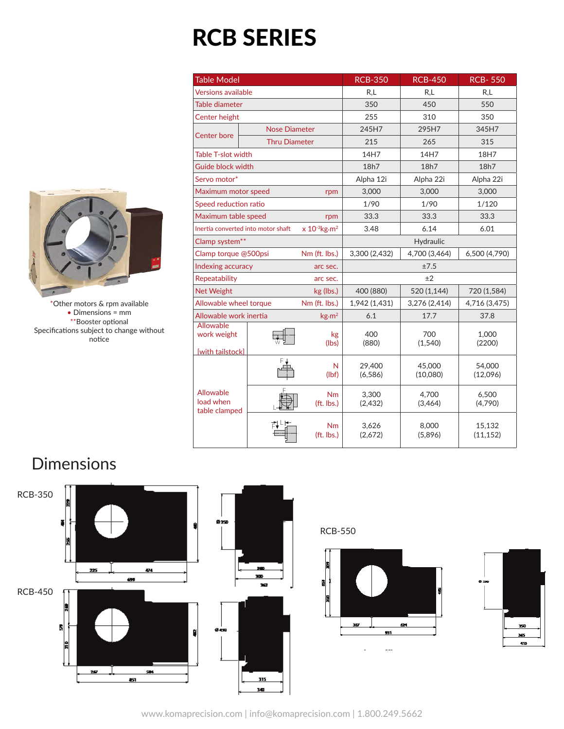# RCB SERIES

| Table Model | | | RCB-350 | RCB-450 | RCB- 550 |
|---|---|---|---|---|---|
| Versions available | | | R,L | R,L | R,L |
| Table diameter | | | 350 | 450 | 550 |
| Center height | | | 255 | 310 | 350 |
| Center bore | Nose Diameter | | 245H7 | 295H7 | 345H7 |
| | Thru Diameter | | 215 | 265 | 315 |
| Table T-slot width | | | 14H7 | 14H7 | 18H7 |
| Guide block width | | | 18h7 | 18h7 | 18h7 |
| Servo motor* | | | Alpha 12i | Alpha 22i | Alpha 22i |
| Maximum motor speed | | rpm | 3,000 | 3,000 | 3,000 |
| Speed reduction ratio | | | 1/90 | 1/90 | 1/120 |
| Maximum table speed | | rpm | 33.3 | 33.3 | 33.3 |
| Inertia converted into motor shaft | | $\times 10^{-3} kg \cdot m^2$ | 3.48 | 6.14 | 6.01 |
| Clamp system** | | | Hydraulic | | |
| Clamp torque @500psi | | Nm (ft. lbs.) | 3,300 (2,432) | 4,700 (3,464) | 6,500 (4,790) |
| Indexing accuracy | | arc sec. | ±7.5 | | |
| Repeatability | | arc sec. | ±2 | | |
| Net Weight | | kg (lbs.) | 400 (880) | 520 (1,144) | 720 (1,584) |
| Allowable wheel torque | | Nm (ft. lbs.) | 1,942 (1,431) | 3,276 (2,414) | 4,716 (3,475) |
| Allowable work inertia | | $kg \cdot m^2$ | 6.1 | 17.7 | 37.8 |
| Allowable work weight [with tailstock] | W | kg (lbs) | 400 (880) | 700 (1,540) | 1,000 (2200) |
| Allowable load when table clamped | F | N (lbf) | 29,400 (6,586) | 45,000 (10,080) | 54,000 (12,096) |
| | F, L | Nm (ft. lbs.) | 3,300 (2,432) | 4,700 (3,464) | 6,500 (4,790) |
| | F, L | Nm (ft. lbs.) | 3,626 (2,672) | 8,000 (5,896) | 15,132 (11,152) |

*Other motors & rpm available
• Dimensions = mm
**Booster optional
Specifications subject to change without notice

## Dimensions

RCB-350

229
484
255
480
225
474
699
Ø350
280
300
362

RCB-450

280
578
310
482
267
584
851
Ø450
315
340

RCB-550

309
659
350
485
307
624
931
Ø 550
350
365
410